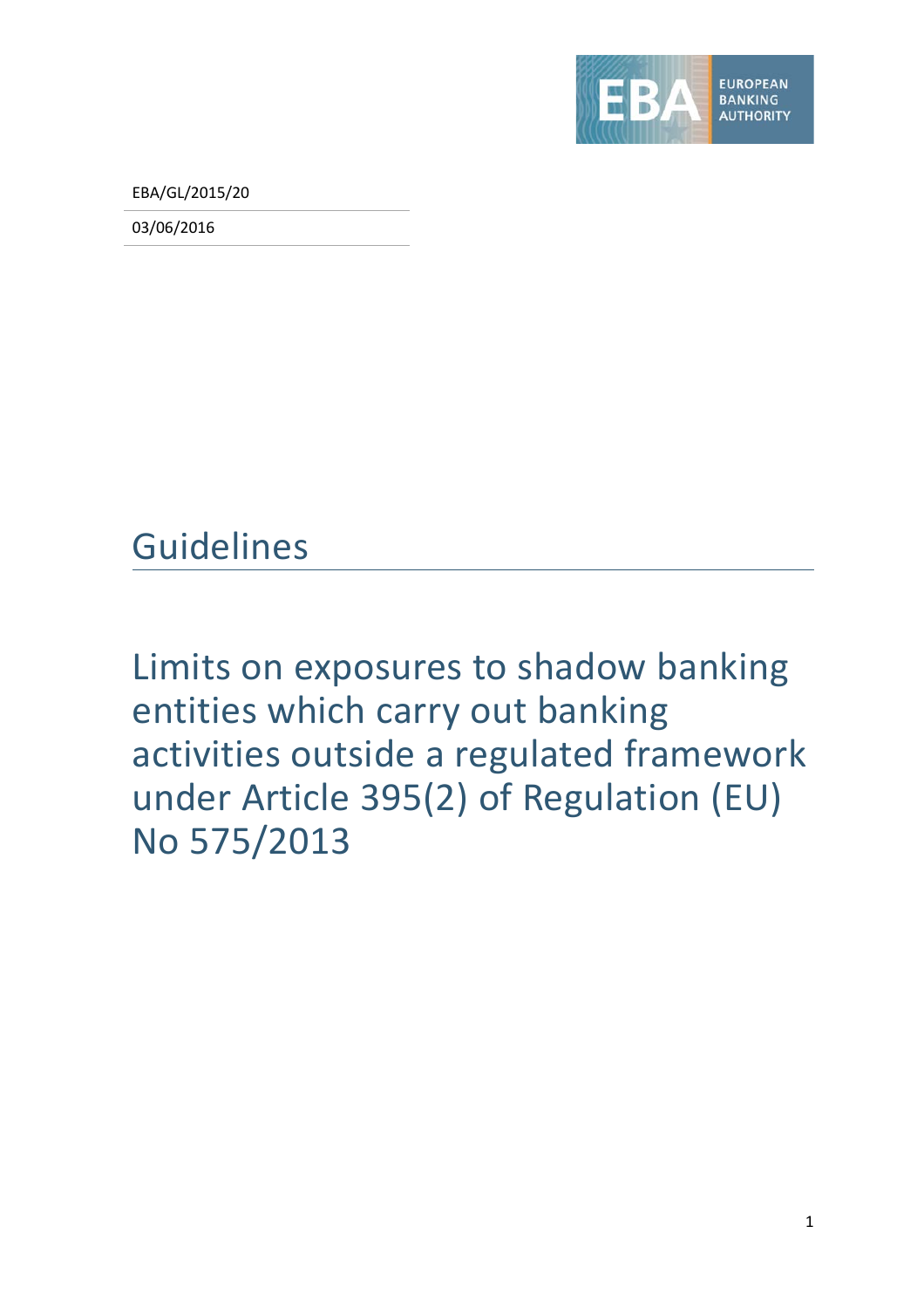EUROPEAN BANKING AUTHORITY

EBA/GL/2015/20

03/06/2016

# Guidelines

## Limits on exposures to shadow banking entities which carry out banking activities outside a regulated framework under Article 395(2) of Regulation (EU) No 575/2013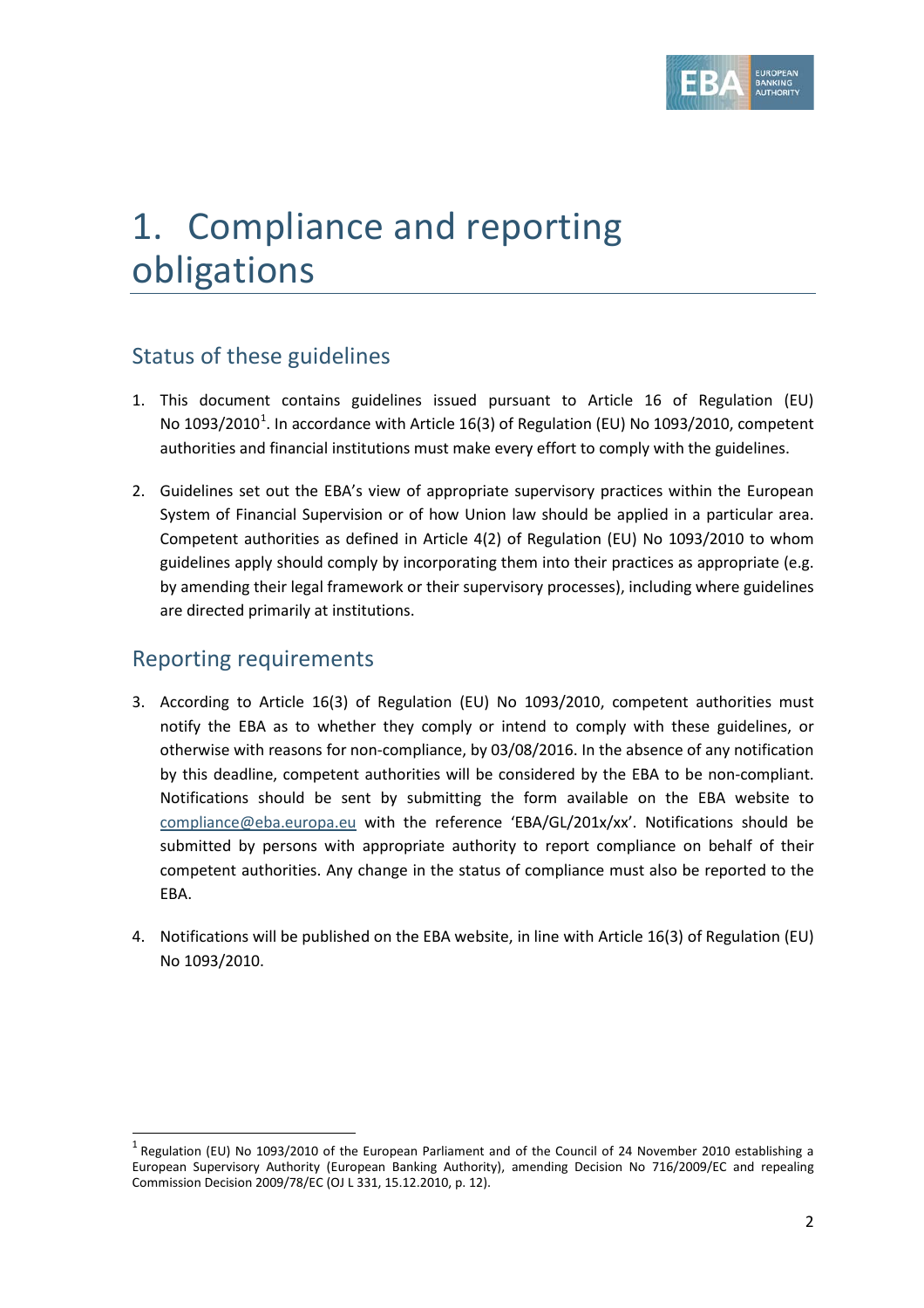# 1. Compliance and reporting obligations

## Status of these guidelines

1. This document contains guidelines issued pursuant to Article 16 of Regulation (EU) No 1093/2010[1]. In accordance with Article 16(3) of Regulation (EU) No 1093/2010, competent authorities and financial institutions must make every effort to comply with the guidelines.

2. Guidelines set out the EBA's view of appropriate supervisory practices within the European System of Financial Supervision or of how Union law should be applied in a particular area. Competent authorities as defined in Article 4(2) of Regulation (EU) No 1093/2010 to whom guidelines apply should comply by incorporating them into their practices as appropriate (e.g. by amending their legal framework or their supervisory processes), including where guidelines are directed primarily at institutions.

## Reporting requirements

3. According to Article 16(3) of Regulation (EU) No 1093/2010, competent authorities must notify the EBA as to whether they comply or intend to comply with these guidelines, or otherwise with reasons for non-compliance, by 03/08/2016. In the absence of any notification by this deadline, competent authorities will be considered by the EBA to be non-compliant. Notifications should be sent by submitting the form available on the EBA website to compliance@eba.europa.eu with the reference 'EBA/GL/201x/xx'. Notifications should be submitted by persons with appropriate authority to report compliance on behalf of their competent authorities. Any change in the status of compliance must also be reported to the EBA.

4. Notifications will be published on the EBA website, in line with Article 16(3) of Regulation (EU) No 1093/2010.

[1] Regulation (EU) No 1093/2010 of the European Parliament and of the Council of 24 November 2010 establishing a European Supervisory Authority (European Banking Authority), amending Decision No 716/2009/EC and repealing Commission Decision 2009/78/EC (OJ L 331, 15.12.2010, p. 12).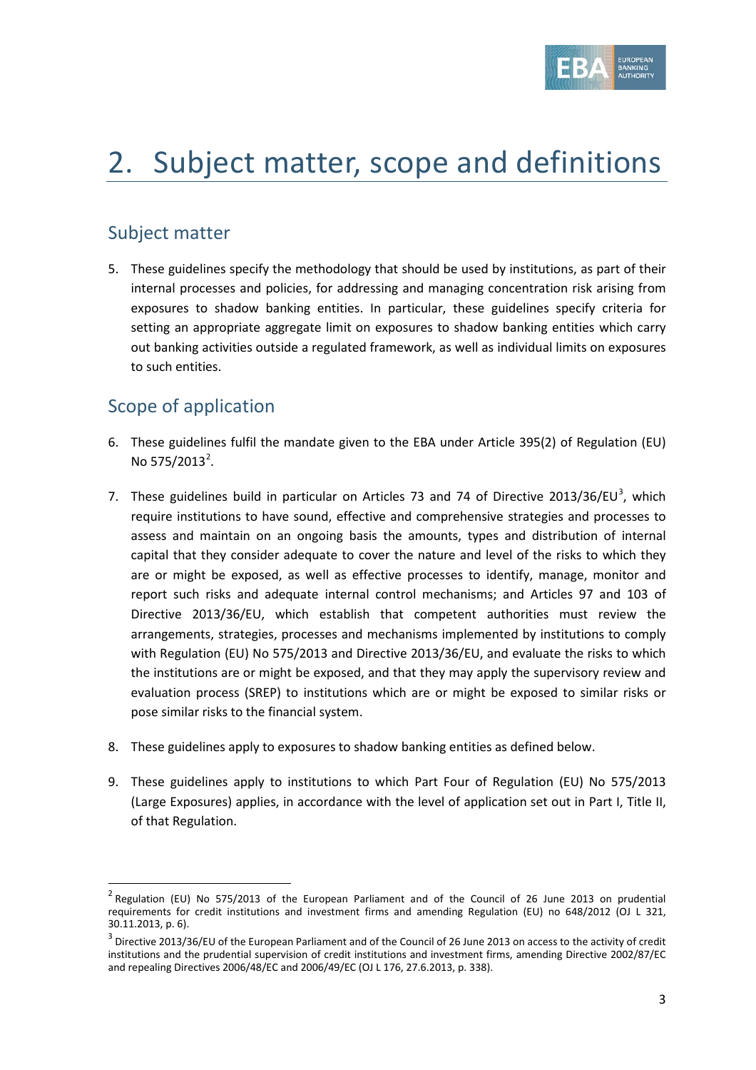# 2. Subject matter, scope and definitions

## Subject matter

5. These guidelines specify the methodology that should be used by institutions, as part of their internal processes and policies, for addressing and managing concentration risk arising from exposures to shadow banking entities. In particular, these guidelines specify criteria for setting an appropriate aggregate limit on exposures to shadow banking entities which carry out banking activities outside a regulated framework, as well as individual limits on exposures to such entities.

## Scope of application

6. These guidelines fulfil the mandate given to the EBA under Article 395(2) of Regulation (EU) No 575/2013[2].

7. These guidelines build in particular on Articles 73 and 74 of Directive 2013/36/EU[3], which require institutions to have sound, effective and comprehensive strategies and processes to assess and maintain on an ongoing basis the amounts, types and distribution of internal capital that they consider adequate to cover the nature and level of the risks to which they are or might be exposed, as well as effective processes to identify, manage, monitor and report such risks and adequate internal control mechanisms; and Articles 97 and 103 of Directive 2013/36/EU, which establish that competent authorities must review the arrangements, strategies, processes and mechanisms implemented by institutions to comply with Regulation (EU) No 575/2013 and Directive 2013/36/EU, and evaluate the risks to which the institutions are or might be exposed, and that they may apply the supervisory review and evaluation process (SREP) to institutions which are or might be exposed to similar risks or pose similar risks to the financial system.

8. These guidelines apply to exposures to shadow banking entities as defined below.

9. These guidelines apply to institutions to which Part Four of Regulation (EU) No 575/2013 (Large Exposures) applies, in accordance with the level of application set out in Part I, Title II, of that Regulation.

---

[2] Regulation (EU) No 575/2013 of the European Parliament and of the Council of 26 June 2013 on prudential requirements for credit institutions and investment firms and amending Regulation (EU) no 648/2012 (OJ L 321, 30.11.2013, p. 6).

[3] Directive 2013/36/EU of the European Parliament and of the Council of 26 June 2013 on access to the activity of credit institutions and the prudential supervision of credit institutions and investment firms, amending Directive 2002/87/EC and repealing Directives 2006/48/EC and 2006/49/EC (OJ L 176, 27.6.2013, p. 338).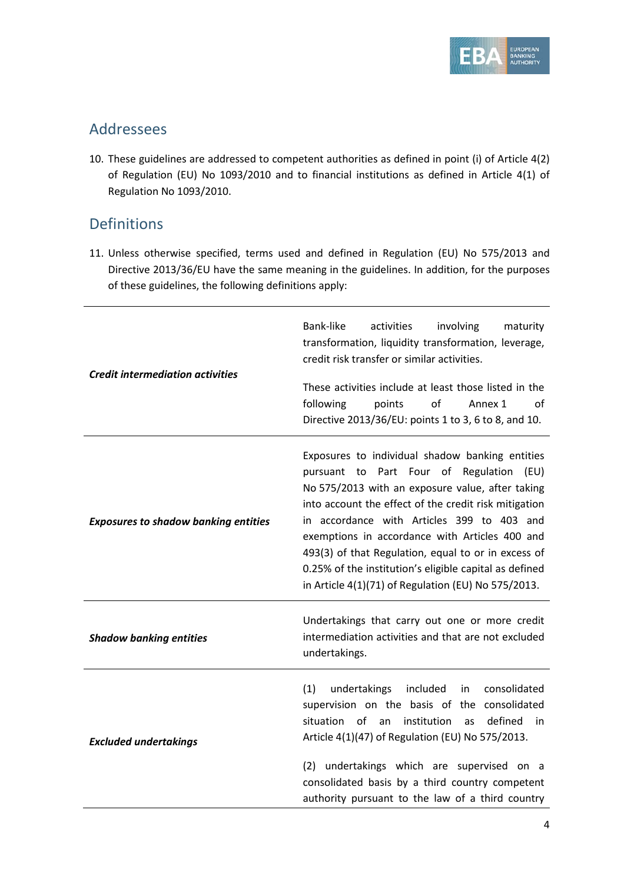## Addressees

10. These guidelines are addressed to competent authorities as defined in point (i) of Article 4(2) of Regulation (EU) No 1093/2010 and to financial institutions as defined in Article 4(1) of Regulation No 1093/2010.

## Definitions

11. Unless otherwise specified, terms used and defined in Regulation (EU) No 575/2013 and Directive 2013/36/EU have the same meaning in the guidelines. In addition, for the purposes of these guidelines, the following definitions apply:

| | |
|---|---|
| ***Credit intermediation activities*** | Bank-like activities involving maturity transformation, liquidity transformation, leverage, credit risk transfer or similar activities.<br><br>These activities include at least those listed in the following points of Annex 1 of Directive 2013/36/EU: points 1 to 3, 6 to 8, and 10. |
| ***Exposures to shadow banking entities*** | Exposures to individual shadow banking entities pursuant to Part Four of Regulation (EU) No 575/2013 with an exposure value, after taking into account the effect of the credit risk mitigation in accordance with Articles 399 to 403 and exemptions in accordance with Articles 400 and 493(3) of that Regulation, equal to or in excess of 0.25% of the institution's eligible capital as defined in Article 4(1)(71) of Regulation (EU) No 575/2013. |
| ***Shadow banking entities*** | Undertakings that carry out one or more credit intermediation activities and that are not excluded undertakings. |
| ***Excluded undertakings*** | (1) undertakings included in consolidated supervision on the basis of the consolidated situation of an institution as defined in Article 4(1)(47) of Regulation (EU) No 575/2013.<br><br>(2) undertakings which are supervised on a consolidated basis by a third country competent authority pursuant to the law of a third country |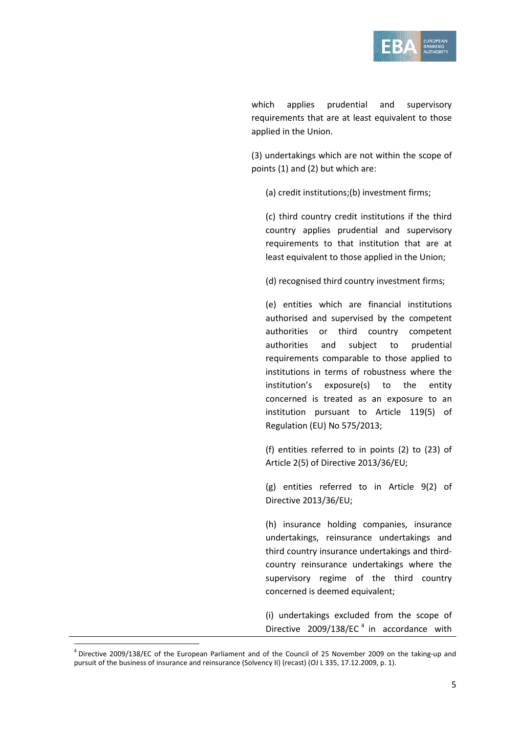which applies prudential and supervisory requirements that are at least equivalent to those applied in the Union.

(3) undertakings which are not within the scope of points (1) and (2) but which are:

(a) credit institutions;(b) investment firms;

(c) third country credit institutions if the third country applies prudential and supervisory requirements to that institution that are at least equivalent to those applied in the Union;

(d) recognised third country investment firms;

(e) entities which are financial institutions authorised and supervised by the competent authorities or third country competent authorities and subject to prudential requirements comparable to those applied to institutions in terms of robustness where the institution's exposure(s) to the entity concerned is treated as an exposure to an institution pursuant to Article 119(5) of Regulation (EU) No 575/2013;

(f) entities referred to in points (2) to (23) of Article 2(5) of Directive 2013/36/EU;

(g) entities referred to in Article 9(2) of Directive 2013/36/EU;

(h) insurance holding companies, insurance undertakings, reinsurance undertakings and third country insurance undertakings and third-country reinsurance undertakings where the supervisory regime of the third country concerned is deemed equivalent;

(i) undertakings excluded from the scope of Directive 2009/138/EC[4] in accordance with

[4] Directive 2009/138/EC of the European Parliament and of the Council of 25 November 2009 on the taking-up and pursuit of the business of insurance and reinsurance (Solvency II) (recast) (OJ L 335, 17.12.2009, p. 1).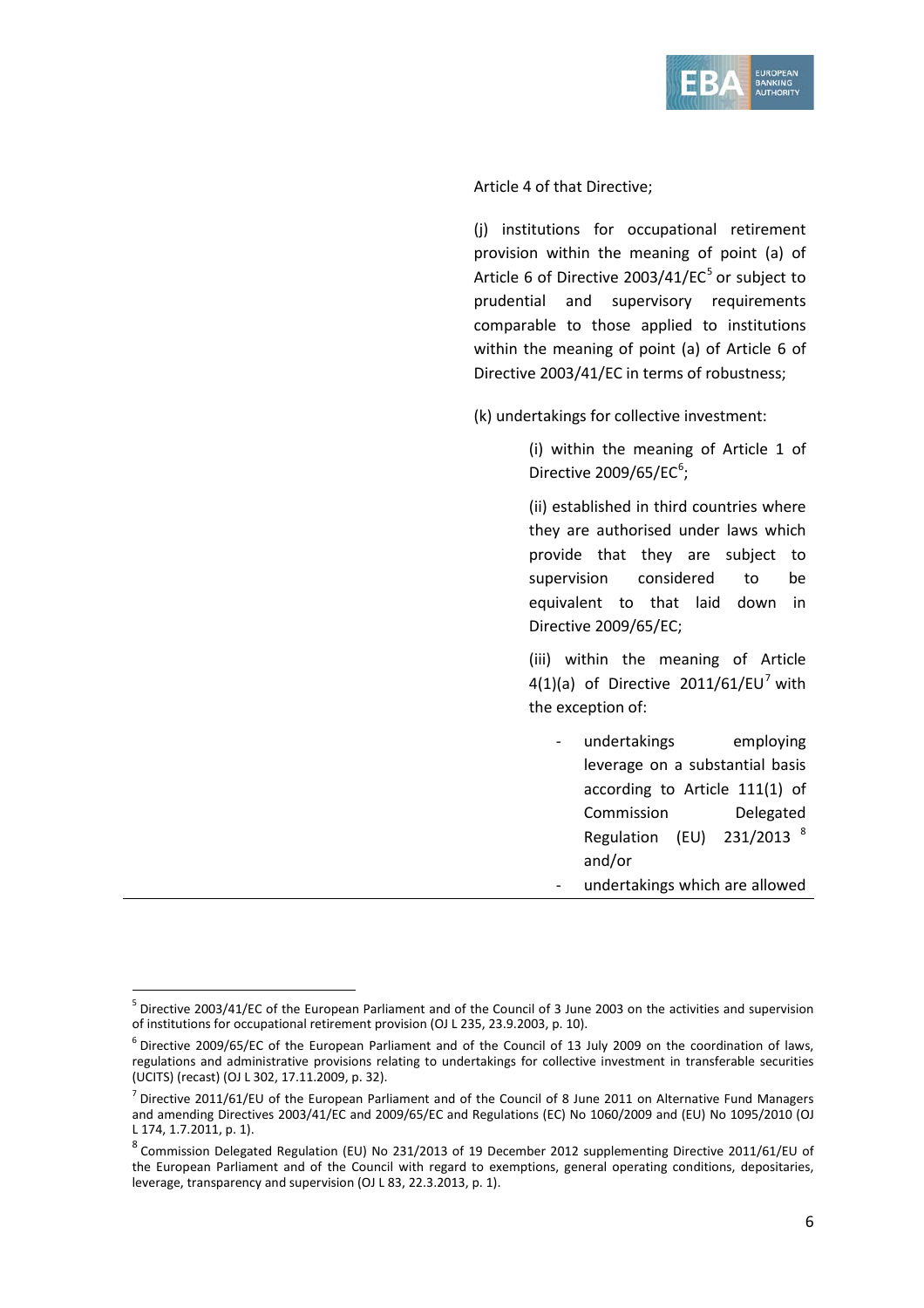Article 4 of that Directive;

(j) institutions for occupational retirement provision within the meaning of point (a) of Article 6 of Directive 2003/41/EC[5] or subject to prudential and supervisory requirements comparable to those applied to institutions within the meaning of point (a) of Article 6 of Directive 2003/41/EC in terms of robustness;

(k) undertakings for collective investment:

(i) within the meaning of Article 1 of Directive 2009/65/EC[6];

(ii) established in third countries where they are authorised under laws which provide that they are subject to supervision considered to be equivalent to that laid down in Directive 2009/65/EC;

(iii) within the meaning of Article 4(1)(a) of Directive 2011/61/EU[7] with the exception of:

- undertakings employing leverage on a substantial basis according to Article 111(1) of Commission Delegated Regulation (EU) 231/2013 [8] and/or
- undertakings which are allowed

---

[5] Directive 2003/41/EC of the European Parliament and of the Council of 3 June 2003 on the activities and supervision of institutions for occupational retirement provision (OJ L 235, 23.9.2003, p. 10).

[6] Directive 2009/65/EC of the European Parliament and of the Council of 13 July 2009 on the coordination of laws, regulations and administrative provisions relating to undertakings for collective investment in transferable securities (UCITS) (recast) (OJ L 302, 17.11.2009, p. 32).

[7] Directive 2011/61/EU of the European Parliament and of the Council of 8 June 2011 on Alternative Fund Managers and amending Directives 2003/41/EC and 2009/65/EC and Regulations (EC) No 1060/2009 and (EU) No 1095/2010 (OJ L 174, 1.7.2011, p. 1).

[8] Commission Delegated Regulation (EU) No 231/2013 of 19 December 2012 supplementing Directive 2011/61/EU of the European Parliament and of the Council with regard to exemptions, general operating conditions, depositaries, leverage, transparency and supervision (OJ L 83, 22.3.2013, p. 1).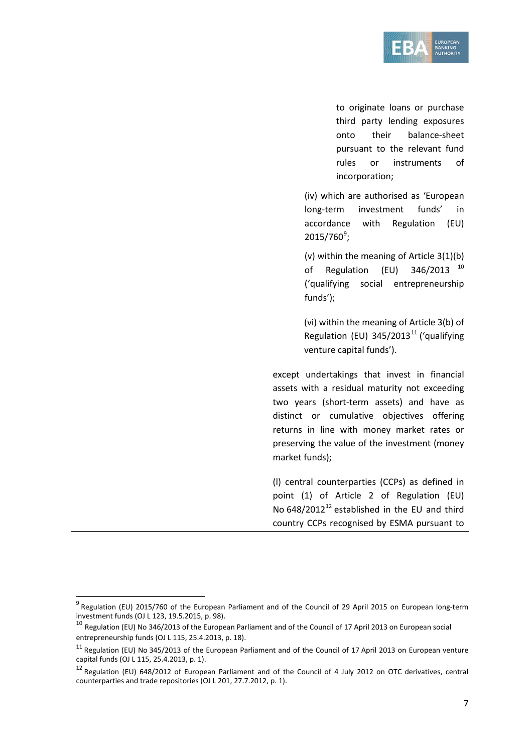to originate loans or purchase third party lending exposures onto their balance-sheet pursuant to the relevant fund rules or instruments of incorporation;

(iv) which are authorised as 'European long-term investment funds' in accordance with Regulation (EU) 2015/760[9];

(v) within the meaning of Article 3(1)(b) of Regulation (EU) 346/2013 [10] ('qualifying social entrepreneurship funds');

(vi) within the meaning of Article 3(b) of Regulation (EU) 345/2013[11] ('qualifying venture capital funds').

except undertakings that invest in financial assets with a residual maturity not exceeding two years (short-term assets) and have as distinct or cumulative objectives offering returns in line with money market rates or preserving the value of the investment (money market funds);

(l) central counterparties (CCPs) as defined in point (1) of Article 2 of Regulation (EU) No 648/2012[12] established in the EU and third country CCPs recognised by ESMA pursuant to

---

[9] Regulation (EU) 2015/760 of the European Parliament and of the Council of 29 April 2015 on European long-term investment funds (OJ L 123, 19.5.2015, p. 98).

[10] Regulation (EU) No 346/2013 of the European Parliament and of the Council of 17 April 2013 on European social entrepreneurship funds (OJ L 115, 25.4.2013, p. 18).

[11] Regulation (EU) No 345/2013 of the European Parliament and of the Council of 17 April 2013 on European venture capital funds (OJ L 115, 25.4.2013, p. 1).

[12] Regulation (EU) 648/2012 of European Parliament and of the Council of 4 July 2012 on OTC derivatives, central counterparties and trade repositories (OJ L 201, 27.7.2012, p. 1).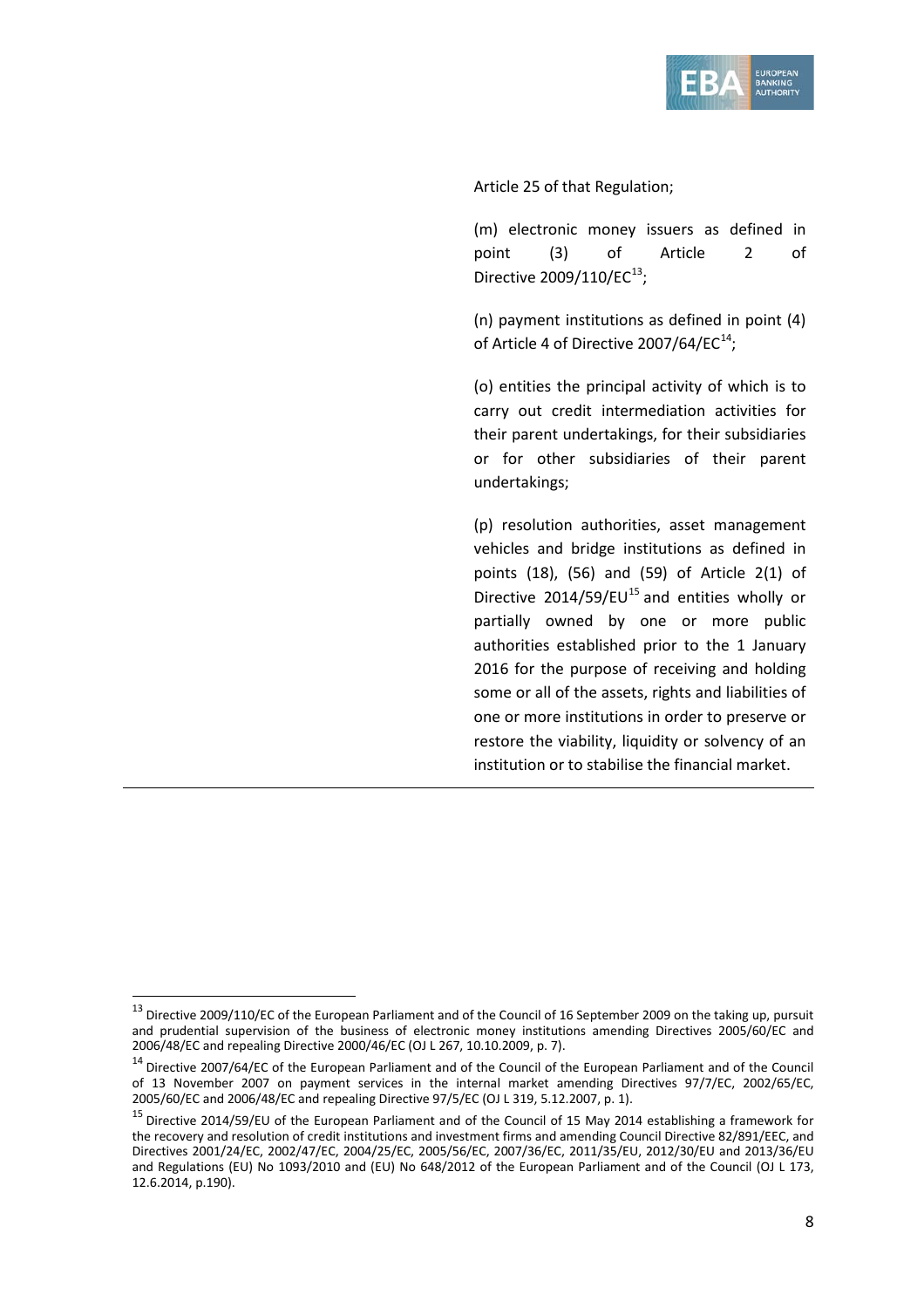Article 25 of that Regulation;

(m) electronic money issuers as defined in point (3) of Article 2 of Directive 2009/110/EC[13];

(n) payment institutions as defined in point (4) of Article 4 of Directive 2007/64/EC[14];

(o) entities the principal activity of which is to carry out credit intermediation activities for their parent undertakings, for their subsidiaries or for other subsidiaries of their parent undertakings;

(p) resolution authorities, asset management vehicles and bridge institutions as defined in points (18), (56) and (59) of Article 2(1) of Directive 2014/59/EU[15] and entities wholly or partially owned by one or more public authorities established prior to the 1 January 2016 for the purpose of receiving and holding some or all of the assets, rights and liabilities of one or more institutions in order to preserve or restore the viability, liquidity or solvency of an institution or to stabilise the financial market.

---

[13] Directive 2009/110/EC of the European Parliament and of the Council of 16 September 2009 on the taking up, pursuit and prudential supervision of the business of electronic money institutions amending Directives 2005/60/EC and 2006/48/EC and repealing Directive 2000/46/EC (OJ L 267, 10.10.2009, p. 7).

[14] Directive 2007/64/EC of the European Parliament and of the Council of the European Parliament and of the Council of 13 November 2007 on payment services in the internal market amending Directives 97/7/EC, 2002/65/EC, 2005/60/EC and 2006/48/EC and repealing Directive 97/5/EC (OJ L 319, 5.12.2007, p. 1).

[15] Directive 2014/59/EU of the European Parliament and of the Council of 15 May 2014 establishing a framework for the recovery and resolution of credit institutions and investment firms and amending Council Directive 82/891/EEC, and Directives 2001/24/EC, 2002/47/EC, 2004/25/EC, 2005/56/EC, 2007/36/EC, 2011/35/EU, 2012/30/EU and 2013/36/EU and Regulations (EU) No 1093/2010 and (EU) No 648/2012 of the European Parliament and of the Council (OJ L 173, 12.6.2014, p.190).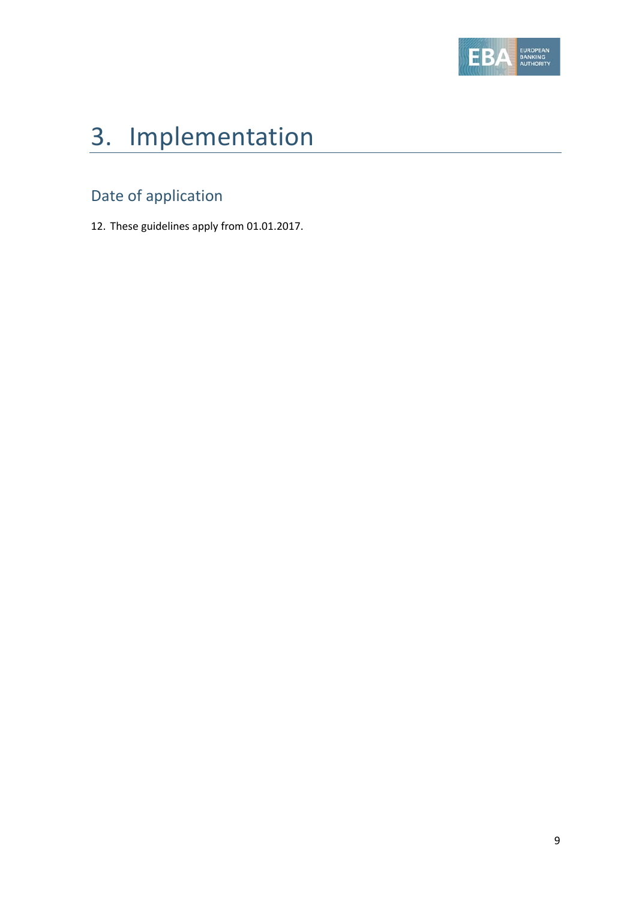# 3. Implementation

## Date of application

12. These guidelines apply from 01.01.2017.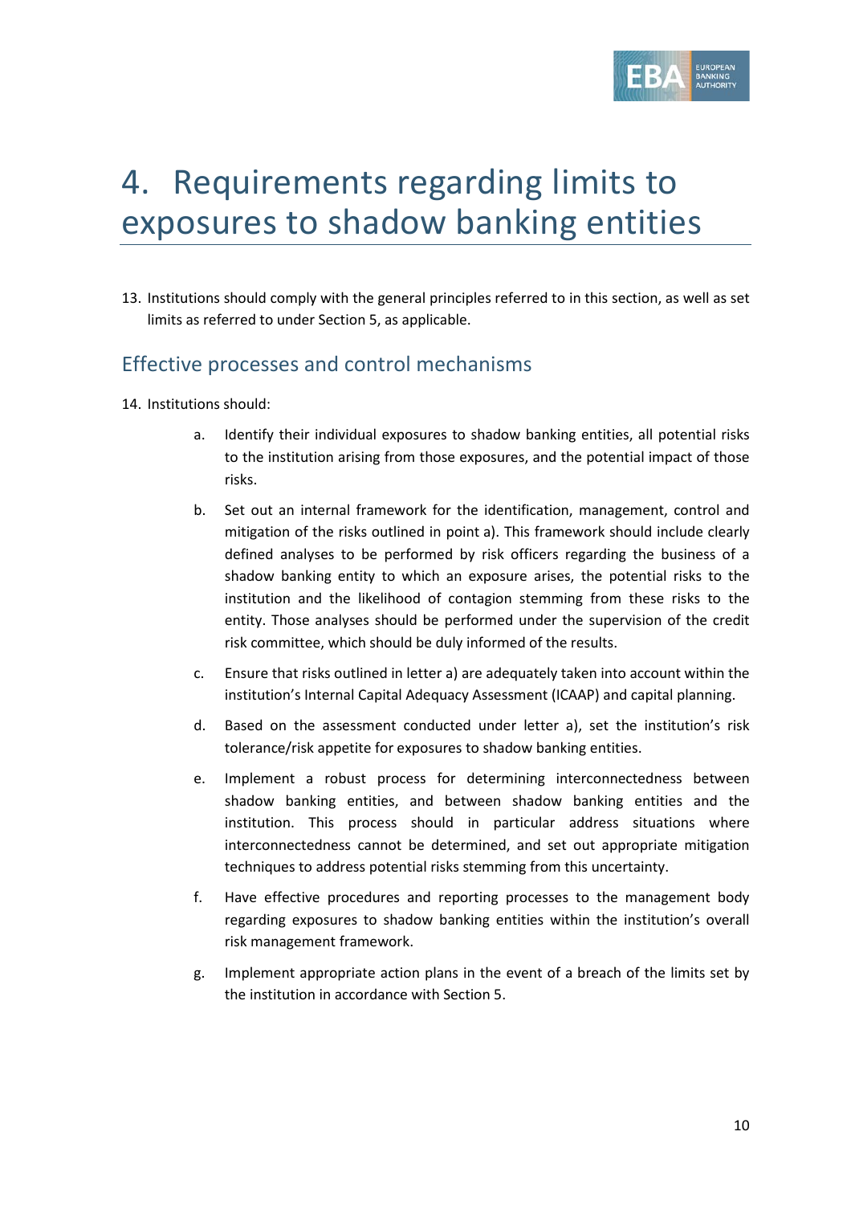# 4. Requirements regarding limits to exposures to shadow banking entities

13. Institutions should comply with the general principles referred to in this section, as well as set limits as referred to under Section 5, as applicable.

## Effective processes and control mechanisms

14. Institutions should:

   a. Identify their individual exposures to shadow banking entities, all potential risks to the institution arising from those exposures, and the potential impact of those risks.

   b. Set out an internal framework for the identification, management, control and mitigation of the risks outlined in point a). This framework should include clearly defined analyses to be performed by risk officers regarding the business of a shadow banking entity to which an exposure arises, the potential risks to the institution and the likelihood of contagion stemming from these risks to the entity. Those analyses should be performed under the supervision of the credit risk committee, which should be duly informed of the results.

   c. Ensure that risks outlined in letter a) are adequately taken into account within the institution's Internal Capital Adequacy Assessment (ICAAP) and capital planning.

   d. Based on the assessment conducted under letter a), set the institution's risk tolerance/risk appetite for exposures to shadow banking entities.

   e. Implement a robust process for determining interconnectedness between shadow banking entities, and between shadow banking entities and the institution. This process should in particular address situations where interconnectedness cannot be determined, and set out appropriate mitigation techniques to address potential risks stemming from this uncertainty.

   f. Have effective procedures and reporting processes to the management body regarding exposures to shadow banking entities within the institution's overall risk management framework.

   g. Implement appropriate action plans in the event of a breach of the limits set by the institution in accordance with Section 5.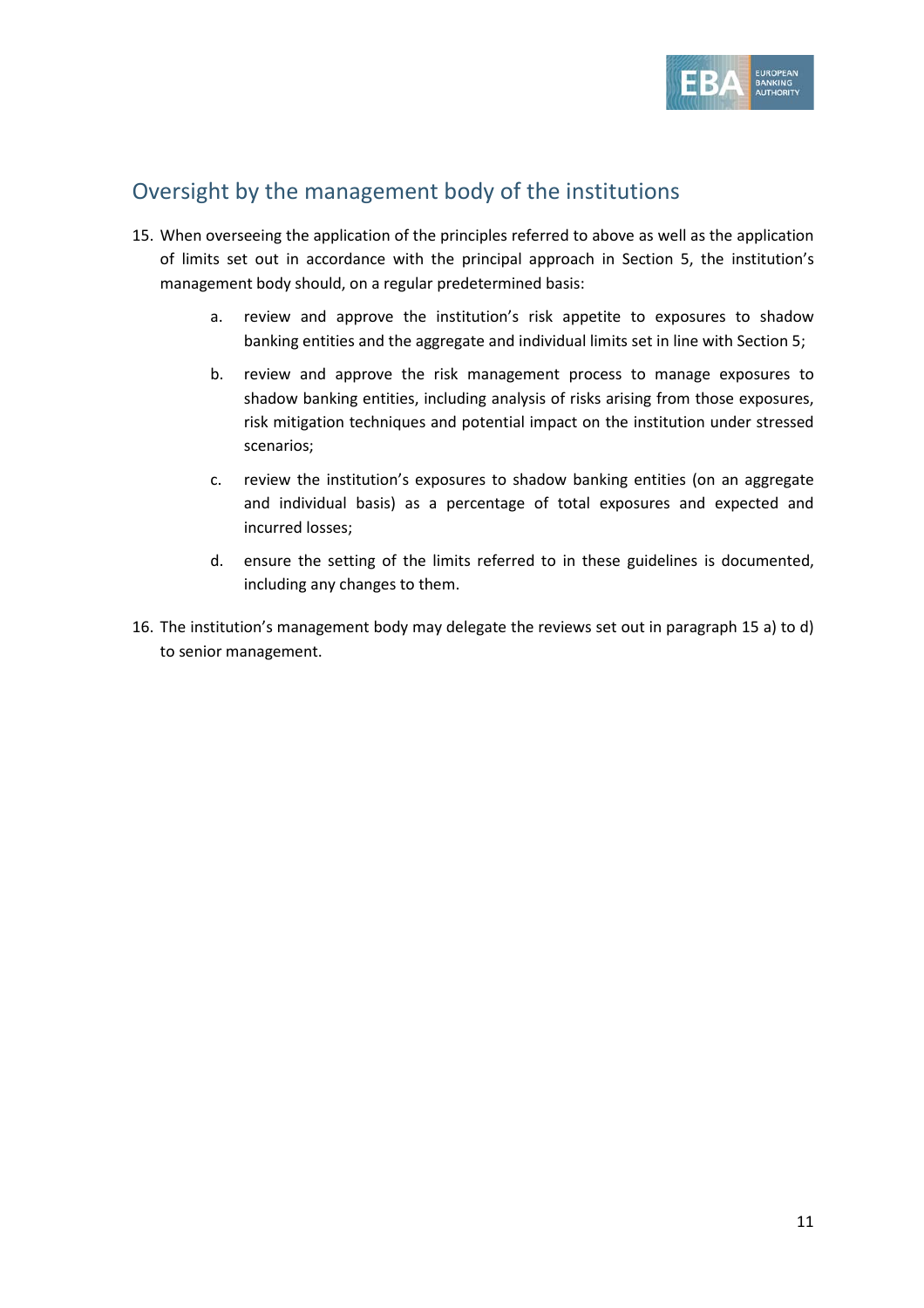## Oversight by the management body of the institutions

15. When overseeing the application of the principles referred to above as well as the application of limits set out in accordance with the principal approach in Section 5, the institution's management body should, on a regular predetermined basis:

    a. review and approve the institution's risk appetite to exposures to shadow banking entities and the aggregate and individual limits set in line with Section 5;

    b. review and approve the risk management process to manage exposures to shadow banking entities, including analysis of risks arising from those exposures, risk mitigation techniques and potential impact on the institution under stressed scenarios;

    c. review the institution's exposures to shadow banking entities (on an aggregate and individual basis) as a percentage of total exposures and expected and incurred losses;

    d. ensure the setting of the limits referred to in these guidelines is documented, including any changes to them.

16. The institution's management body may delegate the reviews set out in paragraph 15 a) to d) to senior management.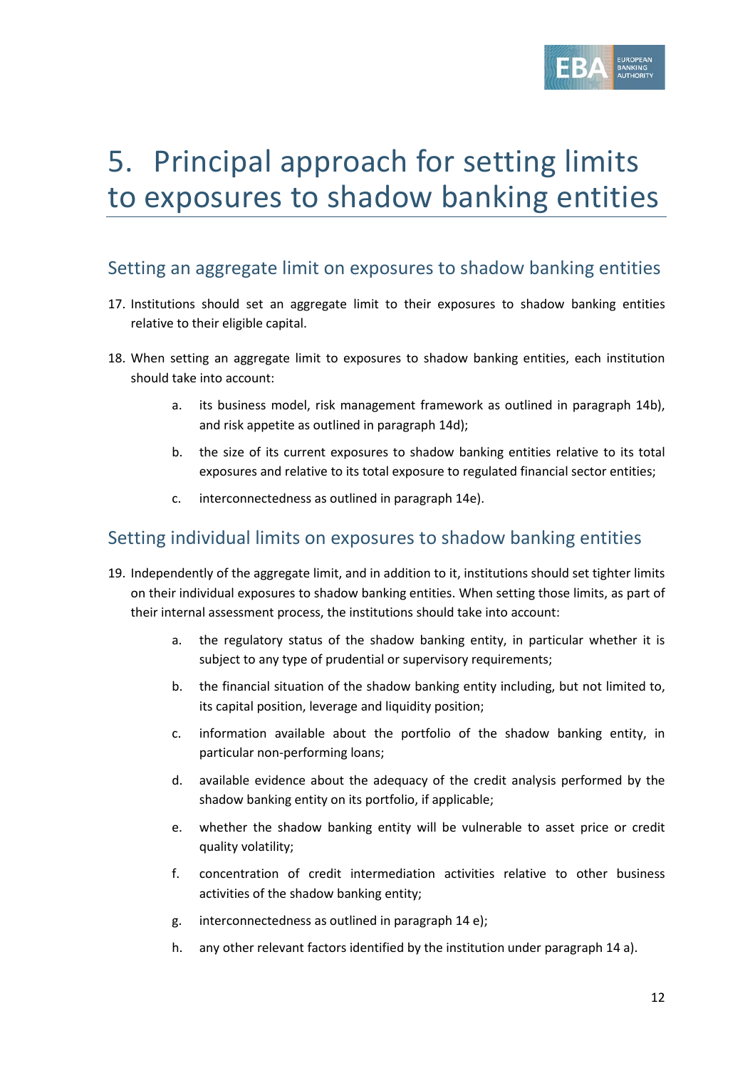# 5. Principal approach for setting limits to exposures to shadow banking entities

## Setting an aggregate limit on exposures to shadow banking entities

17. Institutions should set an aggregate limit to their exposures to shadow banking entities relative to their eligible capital.

18. When setting an aggregate limit to exposures to shadow banking entities, each institution should take into account:

    a. its business model, risk management framework as outlined in paragraph 14b), and risk appetite as outlined in paragraph 14d);

    b. the size of its current exposures to shadow banking entities relative to its total exposures and relative to its total exposure to regulated financial sector entities;

    c. interconnectedness as outlined in paragraph 14e).

## Setting individual limits on exposures to shadow banking entities

19. Independently of the aggregate limit, and in addition to it, institutions should set tighter limits on their individual exposures to shadow banking entities. When setting those limits, as part of their internal assessment process, the institutions should take into account:

    a. the regulatory status of the shadow banking entity, in particular whether it is subject to any type of prudential or supervisory requirements;

    b. the financial situation of the shadow banking entity including, but not limited to, its capital position, leverage and liquidity position;

    c. information available about the portfolio of the shadow banking entity, in particular non-performing loans;

    d. available evidence about the adequacy of the credit analysis performed by the shadow banking entity on its portfolio, if applicable;

    e. whether the shadow banking entity will be vulnerable to asset price or credit quality volatility;

    f. concentration of credit intermediation activities relative to other business activities of the shadow banking entity;

    g. interconnectedness as outlined in paragraph 14 e);

    h. any other relevant factors identified by the institution under paragraph 14 a).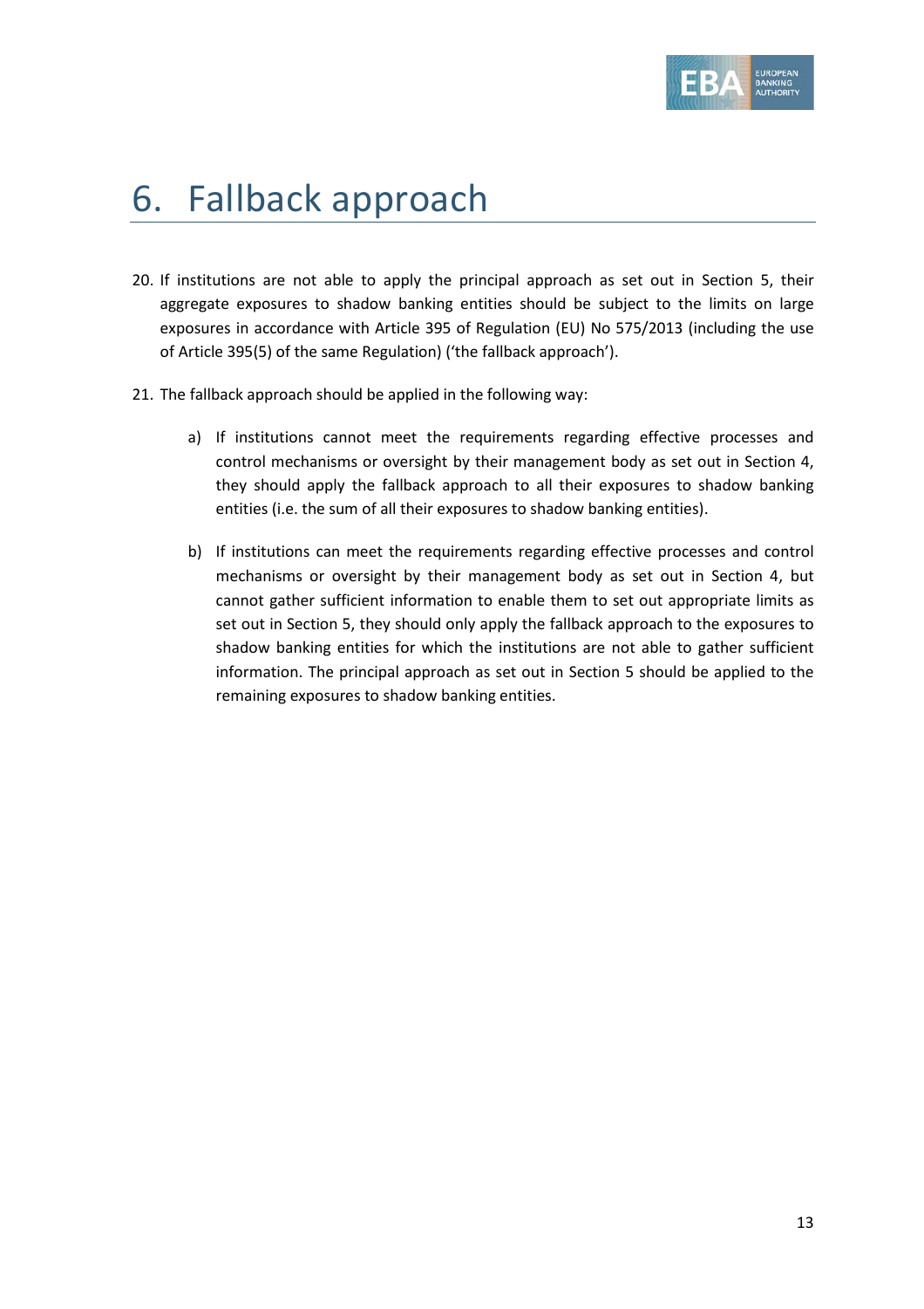# 6. Fallback approach

20. If institutions are not able to apply the principal approach as set out in Section 5, their aggregate exposures to shadow banking entities should be subject to the limits on large exposures in accordance with Article 395 of Regulation (EU) No 575/2013 (including the use of Article 395(5) of the same Regulation) ('the fallback approach').

21. The fallback approach should be applied in the following way:

    a) If institutions cannot meet the requirements regarding effective processes and control mechanisms or oversight by their management body as set out in Section 4, they should apply the fallback approach to all their exposures to shadow banking entities (i.e. the sum of all their exposures to shadow banking entities).

    b) If institutions can meet the requirements regarding effective processes and control mechanisms or oversight by their management body as set out in Section 4, but cannot gather sufficient information to enable them to set out appropriate limits as set out in Section 5, they should only apply the fallback approach to the exposures to shadow banking entities for which the institutions are not able to gather sufficient information. The principal approach as set out in Section 5 should be applied to the remaining exposures to shadow banking entities.